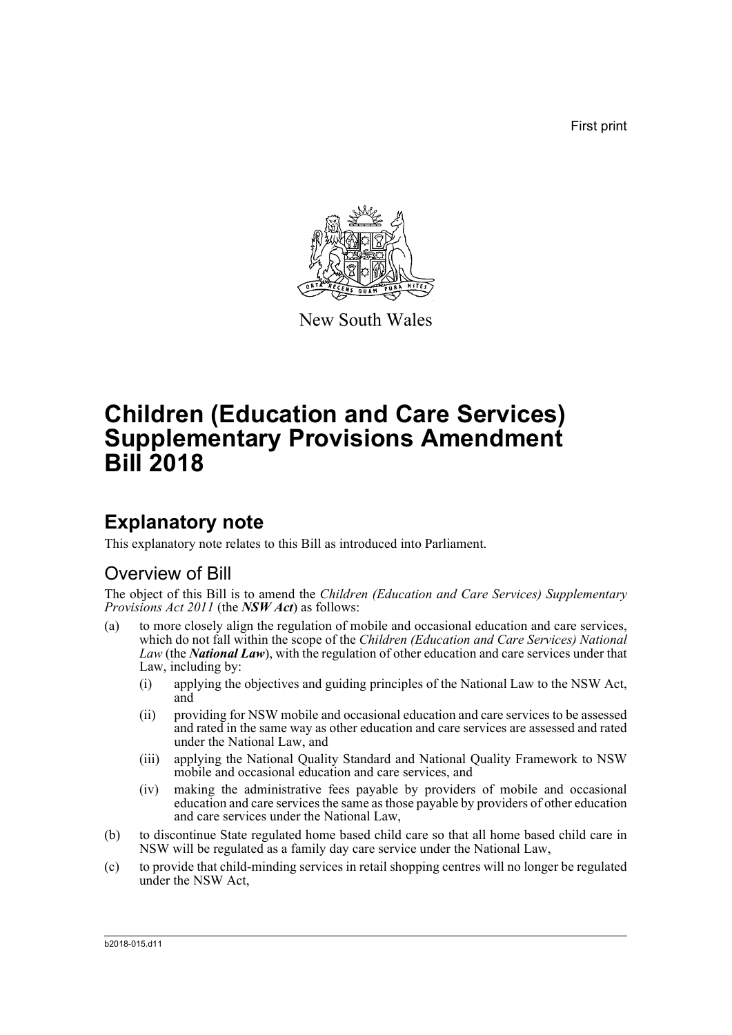First print

New South Wales

# Children (Education and Care Services) Supplementary Provisions Amendment Bill 2018

## Explanatory note

This explanatory note relates to this Bill as introduced into Parliament.

### Overview of Bill

The object of this Bill is to amend the *Children (Education and Care Services) Supplementary Provisions Act 2011* (the ***NSW Act***) as follows:

(a) to more closely align the regulation of mobile and occasional education and care services, which do not fall within the scope of the *Children (Education and Care Services) National Law* (the ***National Law***), with the regulation of other education and care services under that Law, including by:

  (i) applying the objectives and guiding principles of the National Law to the NSW Act, and

  (ii) providing for NSW mobile and occasional education and care services to be assessed and rated in the same way as other education and care services are assessed and rated under the National Law, and

  (iii) applying the National Quality Standard and National Quality Framework to NSW mobile and occasional education and care services, and

  (iv) making the administrative fees payable by providers of mobile and occasional education and care services the same as those payable by providers of other education and care services under the National Law,

(b) to discontinue State regulated home based child care so that all home based child care in NSW will be regulated as a family day care service under the National Law,

(c) to provide that child-minding services in retail shopping centres will no longer be regulated under the NSW Act,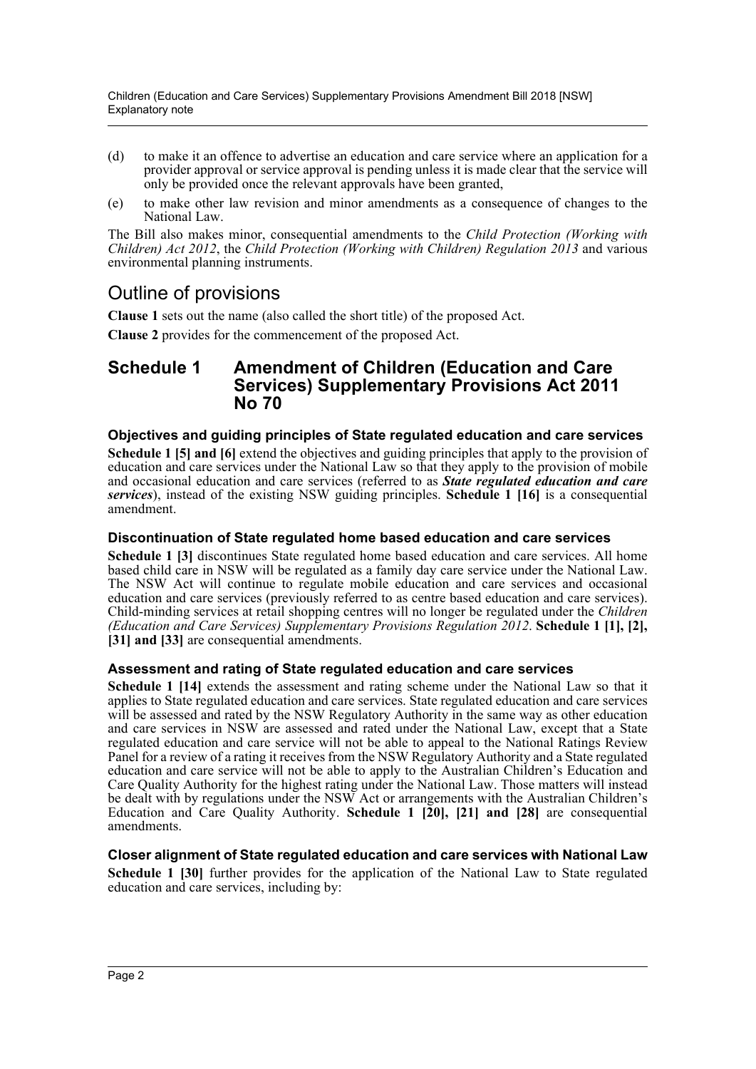(d) to make it an offence to advertise an education and care service where an application for a provider approval or service approval is pending unless it is made clear that the service will only be provided once the relevant approvals have been granted,

(e) to make other law revision and minor amendments as a consequence of changes to the National Law.

The Bill also makes minor, consequential amendments to the *Child Protection (Working with Children) Act 2012*, the *Child Protection (Working with Children) Regulation 2013* and various environmental planning instruments.

## Outline of provisions

**Clause 1** sets out the name (also called the short title) of the proposed Act.

**Clause 2** provides for the commencement of the proposed Act.

## Schedule 1 Amendment of Children (Education and Care Services) Supplementary Provisions Act 2011 No 70

### Objectives and guiding principles of State regulated education and care services

**Schedule 1 [5] and [6]** extend the objectives and guiding principles that apply to the provision of education and care services under the National Law so that they apply to the provision of mobile and occasional education and care services (referred to as ***State regulated education and care services***), instead of the existing NSW guiding principles. **Schedule 1 [16]** is a consequential amendment.

### Discontinuation of State regulated home based education and care services

**Schedule 1 [3]** discontinues State regulated home based education and care services. All home based child care in NSW will be regulated as a family day care service under the National Law. The NSW Act will continue to regulate mobile education and care services and occasional education and care services (previously referred to as centre based education and care services). Child-minding services at retail shopping centres will no longer be regulated under the *Children (Education and Care Services) Supplementary Provisions Regulation 2012*. **Schedule 1 [1], [2], [31] and [33]** are consequential amendments.

### Assessment and rating of State regulated education and care services

**Schedule 1 [14]** extends the assessment and rating scheme under the National Law so that it applies to State regulated education and care services. State regulated education and care services will be assessed and rated by the NSW Regulatory Authority in the same way as other education and care services in NSW are assessed and rated under the National Law, except that a State regulated education and care service will not be able to appeal to the National Ratings Review Panel for a review of a rating it receives from the NSW Regulatory Authority and a State regulated education and care service will not be able to apply to the Australian Children's Education and Care Quality Authority for the highest rating under the National Law. Those matters will instead be dealt with by regulations under the NSW Act or arrangements with the Australian Children's Education and Care Quality Authority. **Schedule 1 [20], [21] and [28]** are consequential amendments.

### Closer alignment of State regulated education and care services with National Law

**Schedule 1 [30]** further provides for the application of the National Law to State regulated education and care services, including by: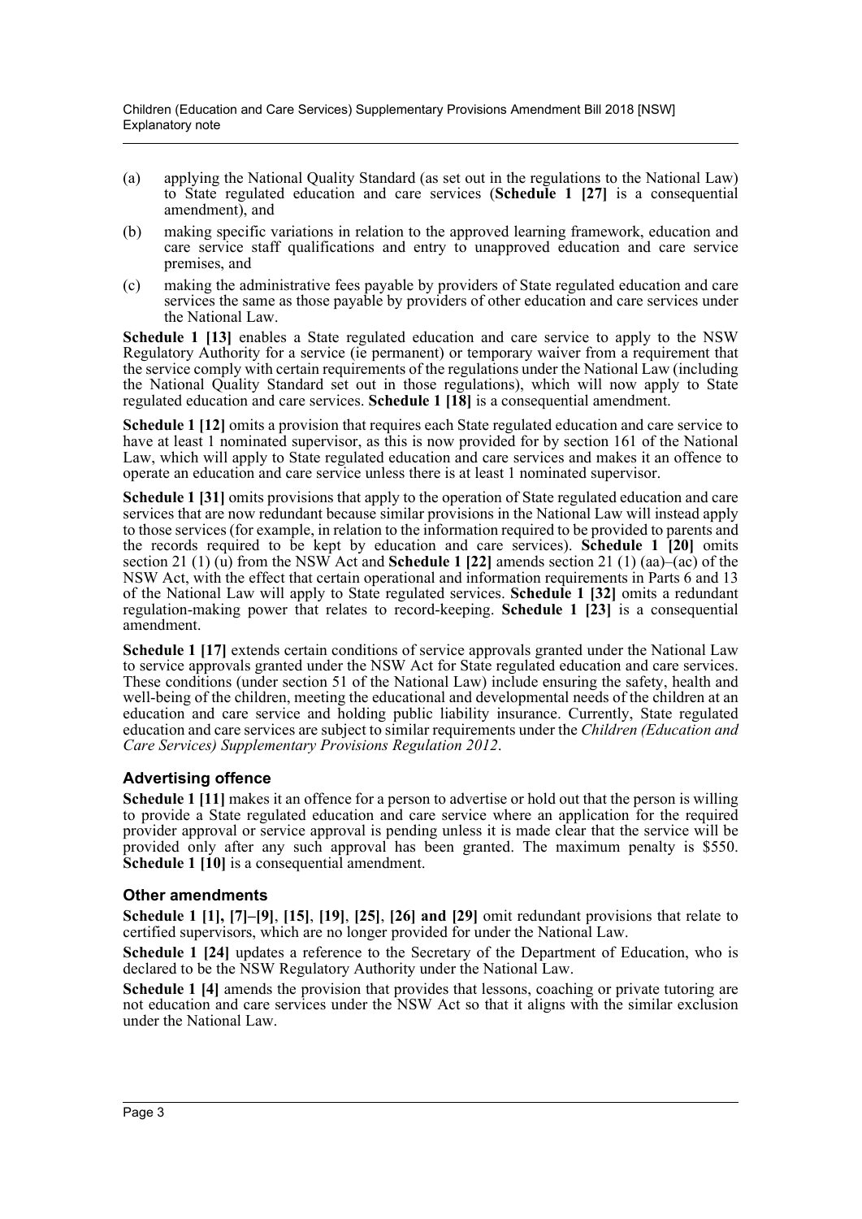(a) applying the National Quality Standard (as set out in the regulations to the National Law) to State regulated education and care services (**Schedule 1 [27]** is a consequential amendment), and

(b) making specific variations in relation to the approved learning framework, education and care service staff qualifications and entry to unapproved education and care service premises, and

(c) making the administrative fees payable by providers of State regulated education and care services the same as those payable by providers of other education and care services under the National Law.

**Schedule 1 [13]** enables a State regulated education and care service to apply to the NSW Regulatory Authority for a service (ie permanent) or temporary waiver from a requirement that the service comply with certain requirements of the regulations under the National Law (including the National Quality Standard set out in those regulations), which will now apply to State regulated education and care services. **Schedule 1 [18]** is a consequential amendment.

**Schedule 1 [12]** omits a provision that requires each State regulated education and care service to have at least 1 nominated supervisor, as this is now provided for by section 161 of the National Law, which will apply to State regulated education and care services and makes it an offence to operate an education and care service unless there is at least 1 nominated supervisor.

**Schedule 1 [31]** omits provisions that apply to the operation of State regulated education and care services that are now redundant because similar provisions in the National Law will instead apply to those services (for example, in relation to the information required to be provided to parents and the records required to be kept by education and care services). **Schedule 1 [20]** omits section 21 (1) (u) from the NSW Act and **Schedule 1 [22]** amends section 21 (1) (aa)–(ac) of the NSW Act, with the effect that certain operational and information requirements in Parts 6 and 13 of the National Law will apply to State regulated services. **Schedule 1 [32]** omits a redundant regulation-making power that relates to record-keeping. **Schedule 1 [23]** is a consequential amendment.

**Schedule 1 [17]** extends certain conditions of service approvals granted under the National Law to service approvals granted under the NSW Act for State regulated education and care services. These conditions (under section 51 of the National Law) include ensuring the safety, health and well-being of the children, meeting the educational and developmental needs of the children at an education and care service and holding public liability insurance. Currently, State regulated education and care services are subject to similar requirements under the *Children (Education and Care Services) Supplementary Provisions Regulation 2012*.

### Advertising offence

**Schedule 1 [11]** makes it an offence for a person to advertise or hold out that the person is willing to provide a State regulated education and care service where an application for the required provider approval or service approval is pending unless it is made clear that the service will be provided only after any such approval has been granted. The maximum penalty is $550. **Schedule 1 [10]** is a consequential amendment.

### Other amendments

**Schedule 1 [1], [7]–[9], [15], [19], [25], [26] and [29]** omit redundant provisions that relate to certified supervisors, which are no longer provided for under the National Law.

**Schedule 1 [24]** updates a reference to the Secretary of the Department of Education, who is declared to be the NSW Regulatory Authority under the National Law.

**Schedule 1 [4]** amends the provision that provides that lessons, coaching or private tutoring are not education and care services under the NSW Act so that it aligns with the similar exclusion under the National Law.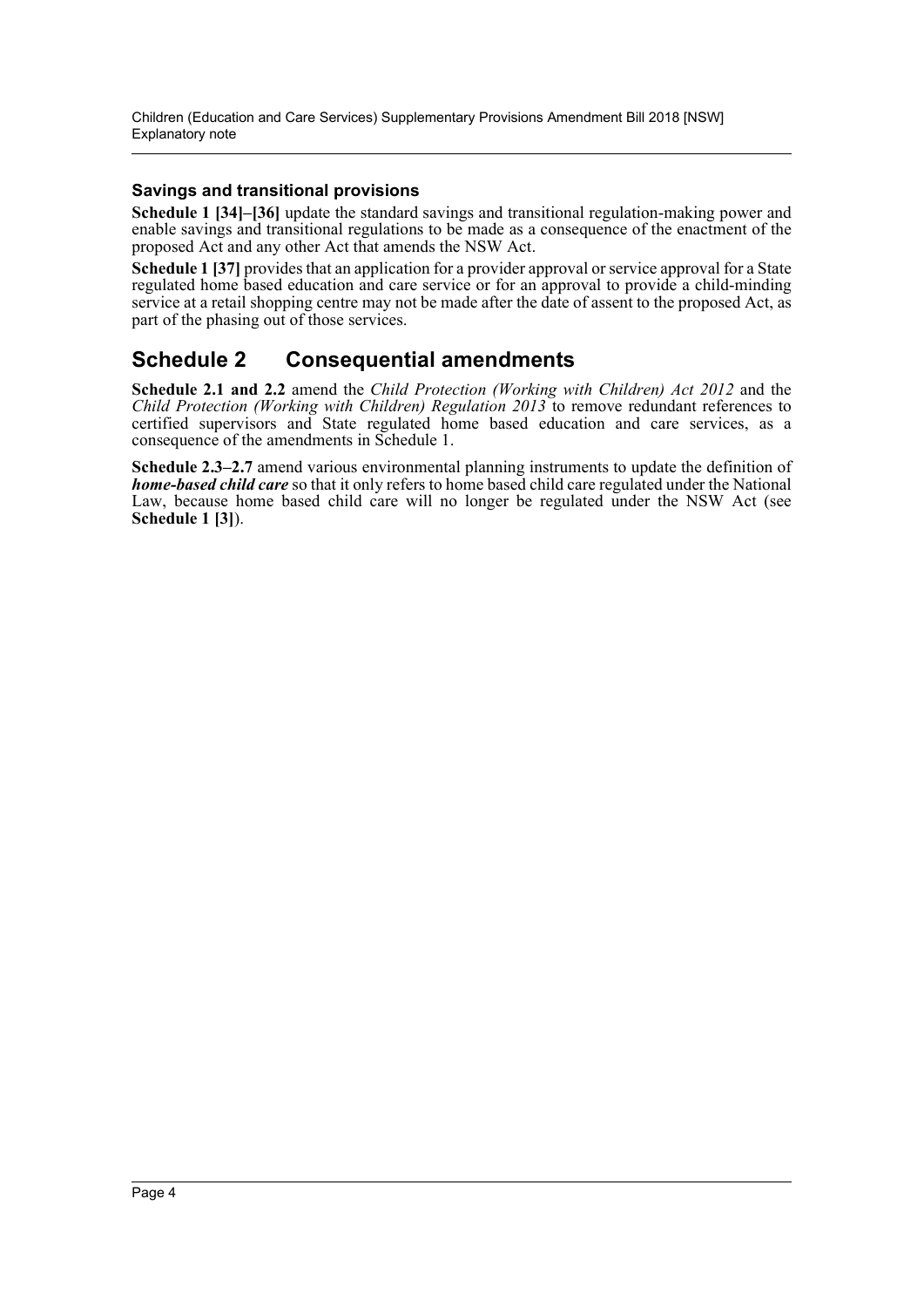### Savings and transitional provisions

**Schedule 1 [34]–[36]** update the standard savings and transitional regulation-making power and enable savings and transitional regulations to be made as a consequence of the enactment of the proposed Act and any other Act that amends the NSW Act.

**Schedule 1 [37]** provides that an application for a provider approval or service approval for a State regulated home based education and care service or for an approval to provide a child-minding service at a retail shopping centre may not be made after the date of assent to the proposed Act, as part of the phasing out of those services.

## Schedule 2 Consequential amendments

**Schedule 2.1 and 2.2** amend the *Child Protection (Working with Children) Act 2012* and the *Child Protection (Working with Children) Regulation 2013* to remove redundant references to certified supervisors and State regulated home based education and care services, as a consequence of the amendments in Schedule 1.

**Schedule 2.3–2.7** amend various environmental planning instruments to update the definition of ***home-based child care*** so that it only refers to home based child care regulated under the National Law, because home based child care will no longer be regulated under the NSW Act (see **Schedule 1 [3]**).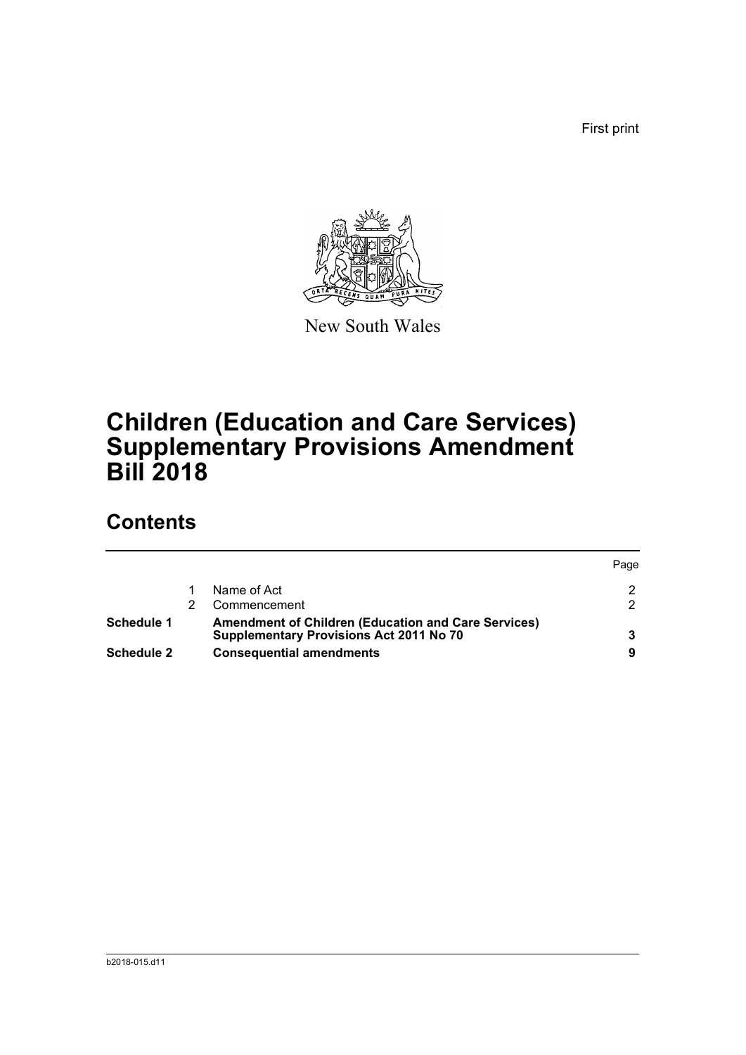First print

New South Wales

# Children (Education and Care Services) Supplementary Provisions Amendment Bill 2018

## Contents

| | | | Page |
|---|---|---|---|
| | 1 | Name of Act | 2 |
| | 2 | Commencement | 2 |
| **Schedule 1** | | **Amendment of Children (Education and Care Services) Supplementary Provisions Act 2011 No 70** | **3** |
| **Schedule 2** | | **Consequential amendments** | **9** |

b2018-015.d11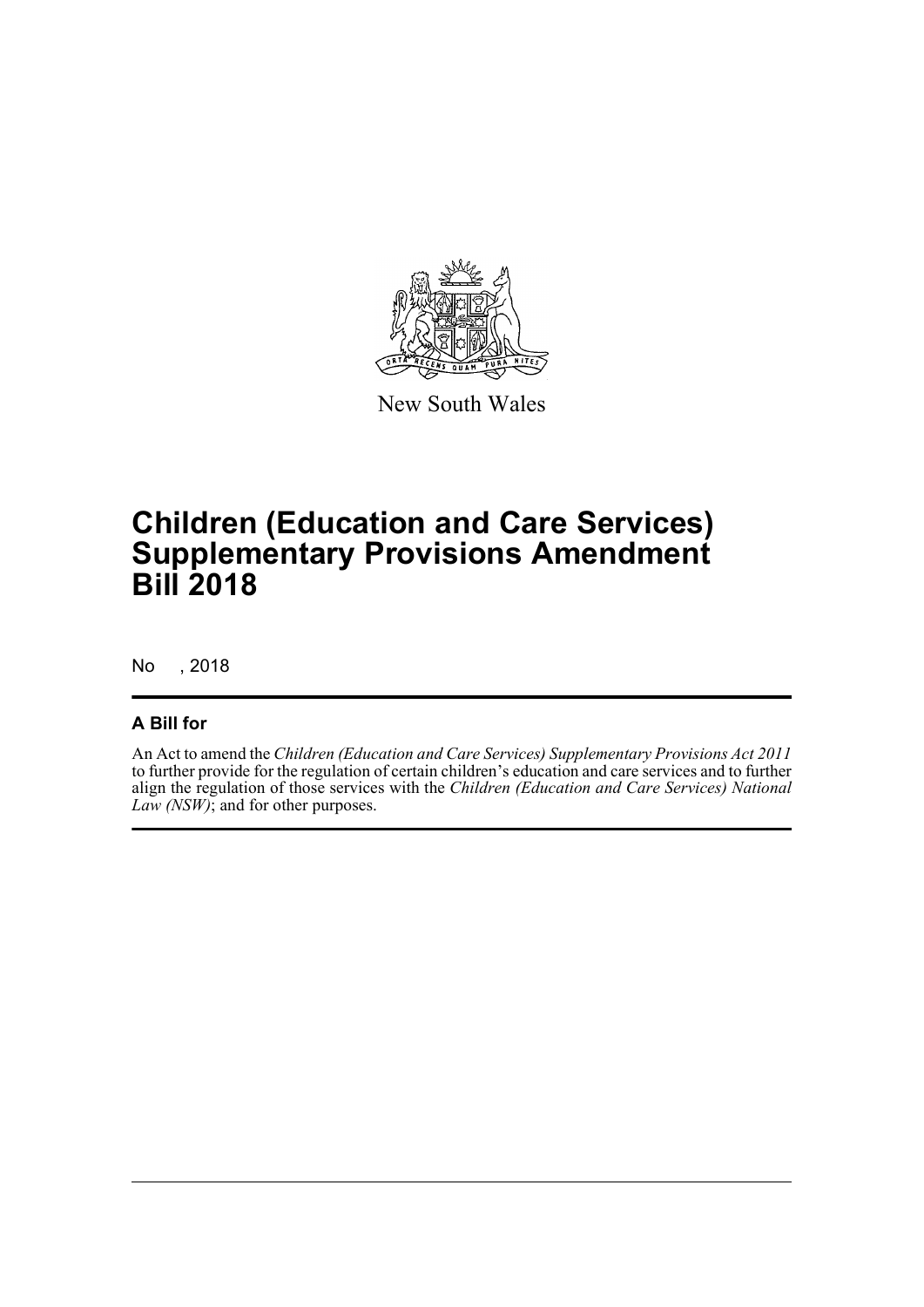New South Wales

# Children (Education and Care Services) Supplementary Provisions Amendment Bill 2018

No , 2018

## A Bill for

An Act to amend the *Children (Education and Care Services) Supplementary Provisions Act 2011* to further provide for the regulation of certain children's education and care services and to further align the regulation of those services with the *Children (Education and Care Services) National Law (NSW)*; and for other purposes.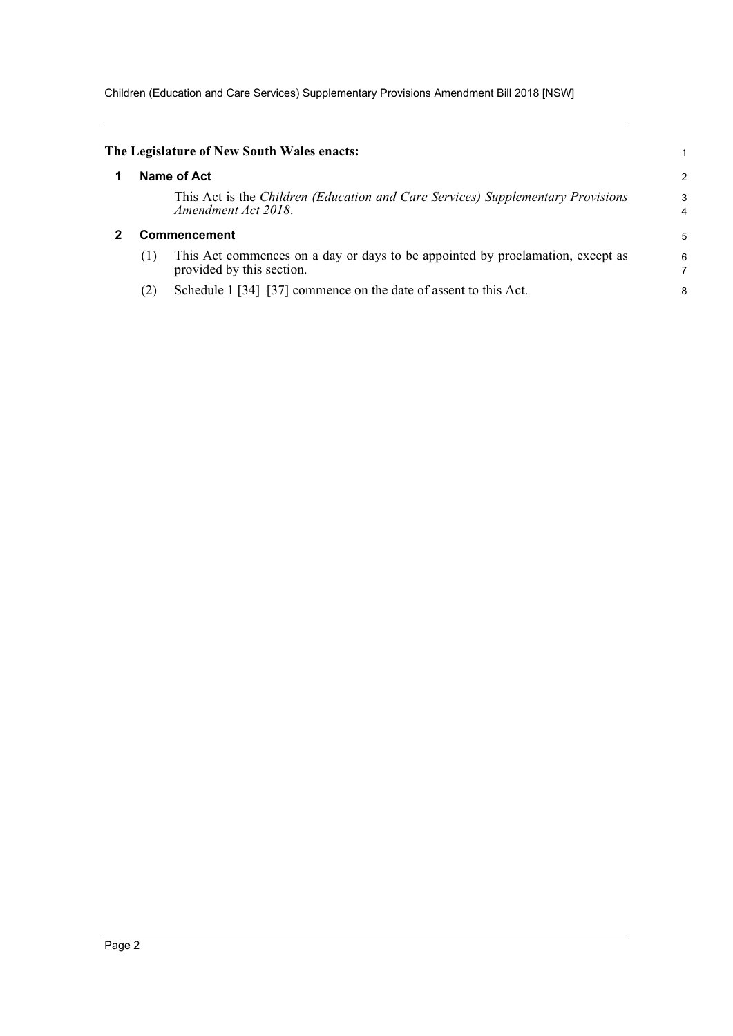**The Legislature of New South Wales enacts:**

## 1 Name of Act

This Act is the *Children (Education and Care Services) Supplementary Provisions Amendment Act 2018*.

## 2 Commencement

(1) This Act commences on a day or days to be appointed by proclamation, except as provided by this section.

(2) Schedule 1 [34]–[37] commence on the date of assent to this Act.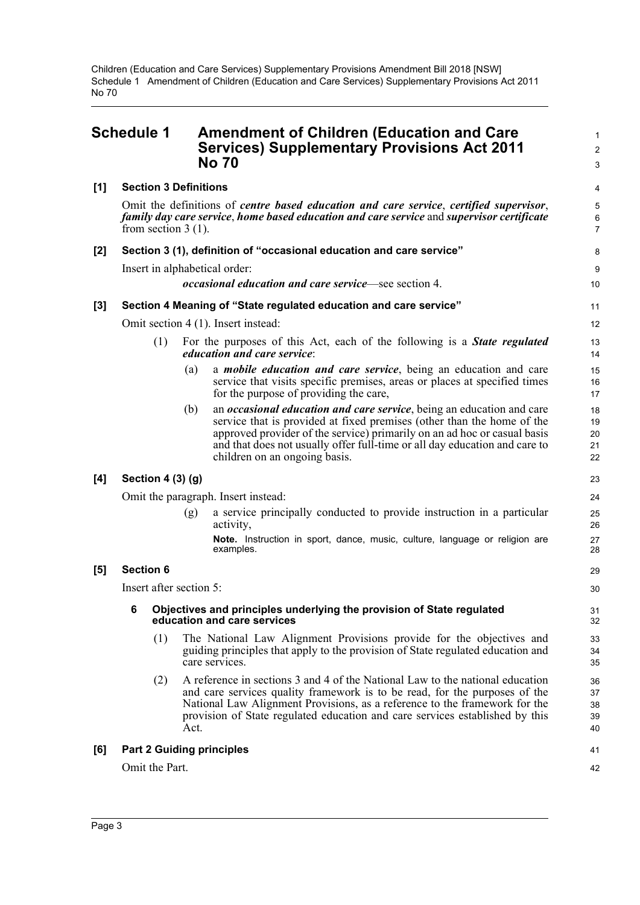## Schedule 1 Amendment of Children (Education and Care Services) Supplementary Provisions Act 2011 No 70

**[1] Section 3 Definitions**

Omit the definitions of ***centre based education and care service***, ***certified supervisor***, ***family day care service***, ***home based education and care service*** and ***supervisor certificate*** from section 3 (1).

**[2] Section 3 (1), definition of "occasional education and care service"**

Insert in alphabetical order:

> ***occasional education and care service***—see section 4.

**[3] Section 4 Meaning of "State regulated education and care service"**

Omit section 4 (1). Insert instead:

> (1) For the purposes of this Act, each of the following is a ***State regulated education and care service***:
>
> (a) a ***mobile education and care service***, being an education and care service that visits specific premises, areas or places at specified times for the purpose of providing the care,
>
> (b) an ***occasional education and care service***, being an education and care service that is provided at fixed premises (other than the home of the approved provider of the service) primarily on an ad hoc or casual basis and that does not usually offer full-time or all day education and care to children on an ongoing basis.

**[4] Section 4 (3) (g)**

Omit the paragraph. Insert instead:

> (g) a service principally conducted to provide instruction in a particular activity,
>
> **Note.** Instruction in sport, dance, music, culture, language or religion are examples.

**[5] Section 6**

Insert after section 5:

> **6 Objectives and principles underlying the provision of State regulated education and care services**
>
> (1) The National Law Alignment Provisions provide for the objectives and guiding principles that apply to the provision of State regulated education and care services.
>
> (2) A reference in sections 3 and 4 of the National Law to the national education and care services quality framework is to be read, for the purposes of the National Law Alignment Provisions, as a reference to the framework for the provision of State regulated education and care services established by this Act.

**[6] Part 2 Guiding principles**

Omit the Part.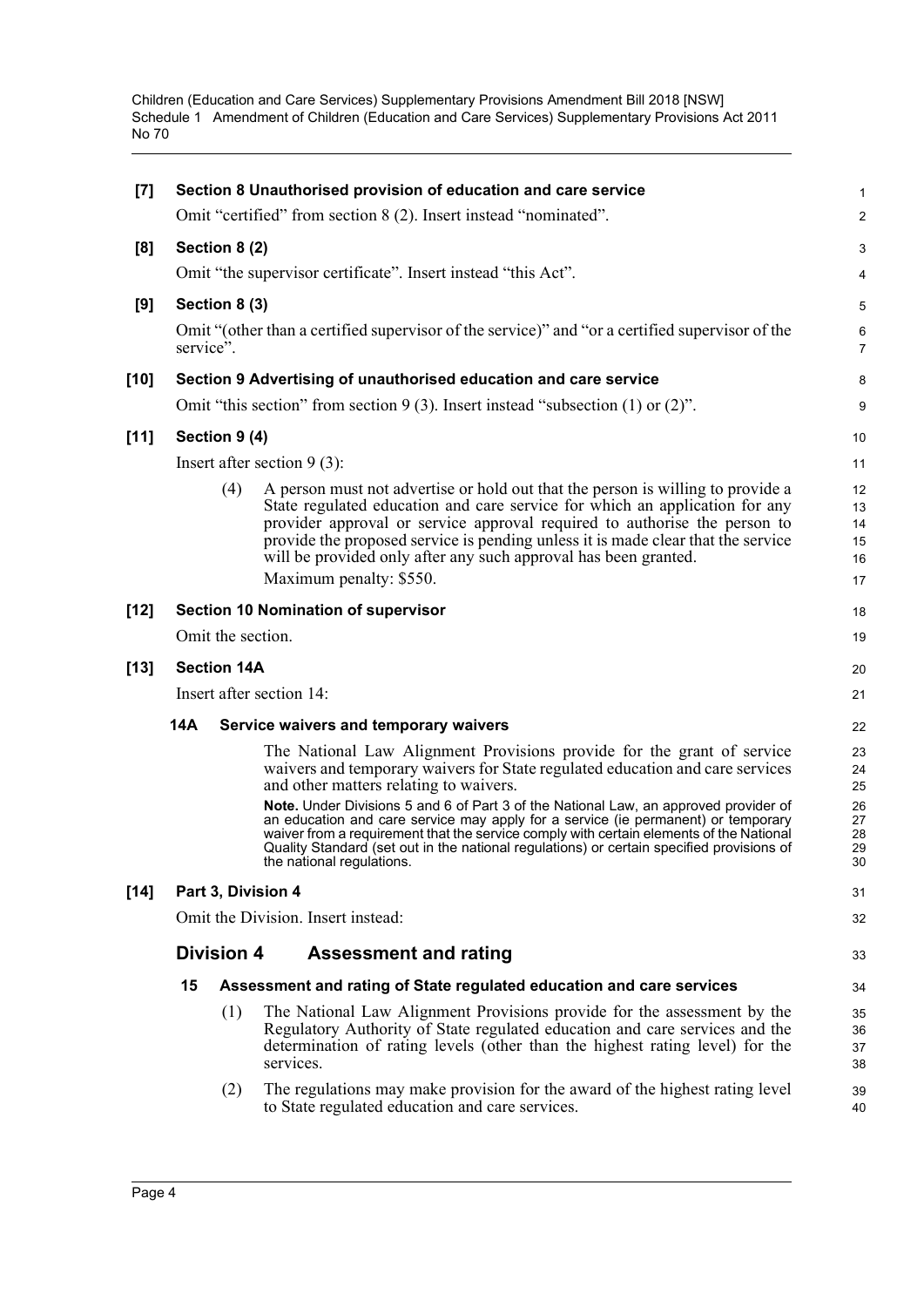**[7] Section 8 Unauthorised provision of education and care service**

Omit "certified" from section 8 (2). Insert instead "nominated".

**[8] Section 8 (2)**

Omit "the supervisor certificate". Insert instead "this Act".

**[9] Section 8 (3)**

Omit "(other than a certified supervisor of the service)" and "or a certified supervisor of the service".

**[10] Section 9 Advertising of unauthorised education and care service**

Omit "this section" from section 9 (3). Insert instead "subsection (1) or (2)".

**[11] Section 9 (4)**

Insert after section 9 (3):

(4) A person must not advertise or hold out that the person is willing to provide a State regulated education and care service for which an application for any provider approval or service approval required to authorise the person to provide the proposed service is pending unless it is made clear that the service will be provided only after any such approval has been granted.

Maximum penalty: $550.

**[12] Section 10 Nomination of supervisor**

Omit the section.

**[13] Section 14A**

Insert after section 14:

**14A Service waivers and temporary waivers**

The National Law Alignment Provisions provide for the grant of service waivers and temporary waivers for State regulated education and care services and other matters relating to waivers.

**Note.** Under Divisions 5 and 6 of Part 3 of the National Law, an approved provider of an education and care service may apply for a service (ie permanent) or temporary waiver from a requirement that the service comply with certain elements of the National Quality Standard (set out in the national regulations) or certain specified provisions of the national regulations.

**[14] Part 3, Division 4**

Omit the Division. Insert instead:

## Division 4 Assessment and rating

**15 Assessment and rating of State regulated education and care services**

(1) The National Law Alignment Provisions provide for the assessment by the Regulatory Authority of State regulated education and care services and the determination of rating levels (other than the highest rating level) for the services.

(2) The regulations may make provision for the award of the highest rating level to State regulated education and care services.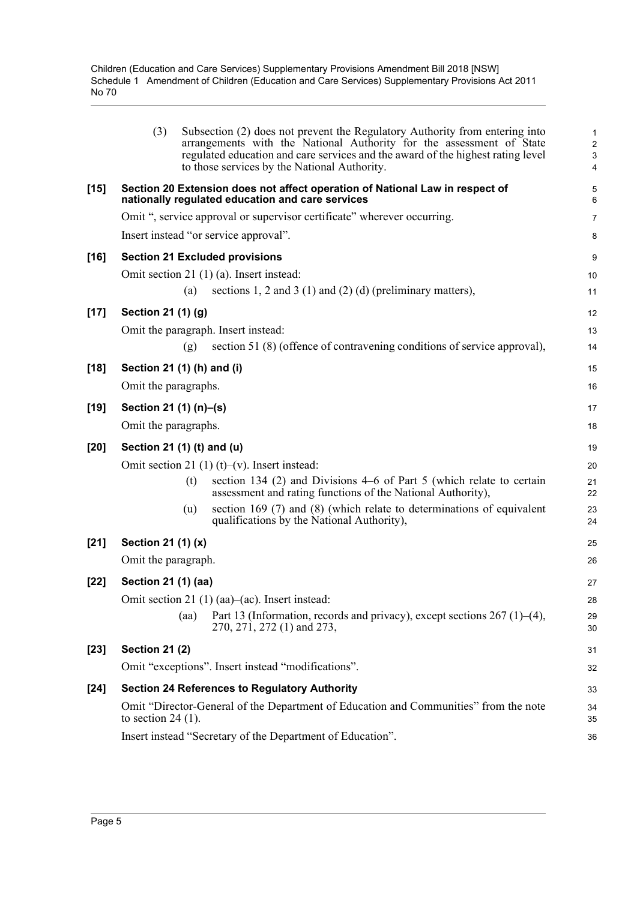(3) Subsection (2) does not prevent the Regulatory Authority from entering into arrangements with the National Authority for the assessment of State regulated education and care services and the award of the highest rating level to those services by the National Authority.

**[15] Section 20 Extension does not affect operation of National Law in respect of nationally regulated education and care services**

Omit ", service approval or supervisor certificate" wherever occurring.

Insert instead "or service approval".

**[16] Section 21 Excluded provisions**

Omit section 21 (1) (a). Insert instead:

(a) sections 1, 2 and 3 (1) and (2) (d) (preliminary matters),

**[17] Section 21 (1) (g)**

Omit the paragraph. Insert instead:

(g) section 51 (8) (offence of contravening conditions of service approval),

**[18] Section 21 (1) (h) and (i)**

Omit the paragraphs.

**[19] Section 21 (1) (n)–(s)**

Omit the paragraphs.

**[20] Section 21 (1) (t) and (u)**

Omit section 21 (1) (t)–(v). Insert instead:

(t) section 134 (2) and Divisions 4–6 of Part 5 (which relate to certain assessment and rating functions of the National Authority),

(u) section 169 (7) and (8) (which relate to determinations of equivalent qualifications by the National Authority),

**[21] Section 21 (1) (x)**

Omit the paragraph.

**[22] Section 21 (1) (aa)**

Omit section 21 (1) (aa)–(ac). Insert instead:

(aa) Part 13 (Information, records and privacy), except sections 267 (1)–(4), 270, 271, 272 (1) and 273,

**[23] Section 21 (2)**

Omit "exceptions". Insert instead "modifications".

**[24] Section 24 References to Regulatory Authority**

Omit "Director-General of the Department of Education and Communities" from the note to section 24 (1).

Insert instead "Secretary of the Department of Education".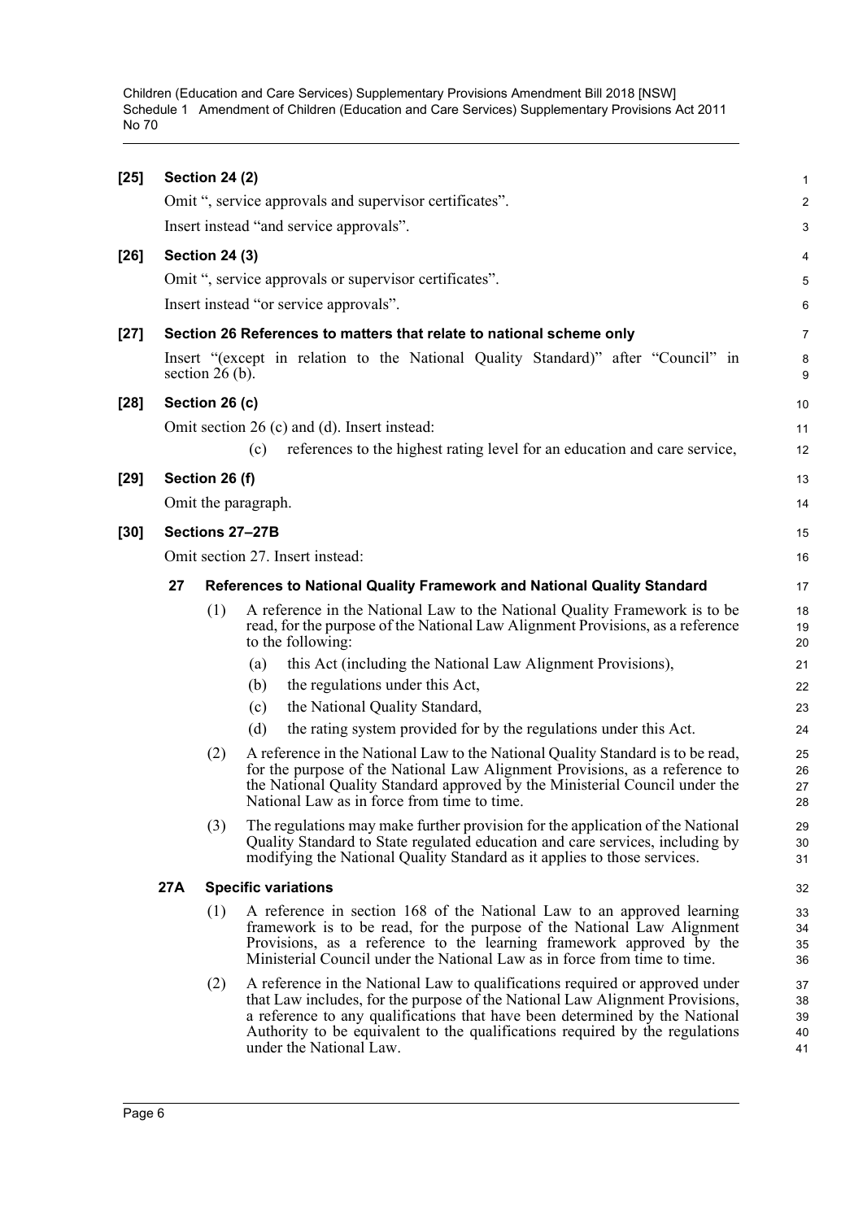**[25] Section 24 (2)**

Omit ", service approvals and supervisor certificates".

Insert instead "and service approvals".

**[26] Section 24 (3)**

Omit ", service approvals or supervisor certificates".

Insert instead "or service approvals".

**[27] Section 26 References to matters that relate to national scheme only**

Insert "(except in relation to the National Quality Standard)" after "Council" in section 26 (b).

**[28] Section 26 (c)**

Omit section 26 (c) and (d). Insert instead:

(c) references to the highest rating level for an education and care service,

**[29] Section 26 (f)**

Omit the paragraph.

**[30] Sections 27–27B**

Omit section 27. Insert instead:

**27 References to National Quality Framework and National Quality Standard**

(1) A reference in the National Law to the National Quality Framework is to be read, for the purpose of the National Law Alignment Provisions, as a reference to the following:

(a) this Act (including the National Law Alignment Provisions),

(b) the regulations under this Act,

(c) the National Quality Standard,

(d) the rating system provided for by the regulations under this Act.

(2) A reference in the National Law to the National Quality Standard is to be read, for the purpose of the National Law Alignment Provisions, as a reference to the National Quality Standard approved by the Ministerial Council under the National Law as in force from time to time.

(3) The regulations may make further provision for the application of the National Quality Standard to State regulated education and care services, including by modifying the National Quality Standard as it applies to those services.

**27A Specific variations**

(1) A reference in section 168 of the National Law to an approved learning framework is to be read, for the purpose of the National Law Alignment Provisions, as a reference to the learning framework approved by the Ministerial Council under the National Law as in force from time to time.

(2) A reference in the National Law to qualifications required or approved under that Law includes, for the purpose of the National Law Alignment Provisions, a reference to any qualifications that have been determined by the National Authority to be equivalent to the qualifications required by the regulations under the National Law.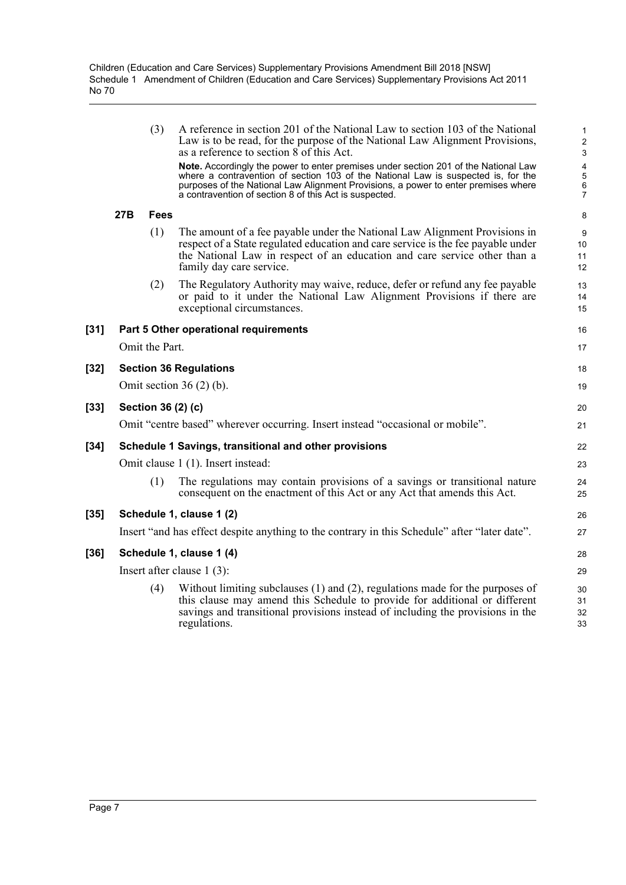(3) A reference in section 201 of the National Law to section 103 of the National Law is to be read, for the purpose of the National Law Alignment Provisions, as a reference to section 8 of this Act.

**Note.** Accordingly the power to enter premises under section 201 of the National Law where a contravention of section 103 of the National Law is suspected is, for the purposes of the National Law Alignment Provisions, a power to enter premises where a contravention of section 8 of this Act is suspected.

**27B Fees**

(1) The amount of a fee payable under the National Law Alignment Provisions in respect of a State regulated education and care service is the fee payable under the National Law in respect of an education and care service other than a family day care service.

(2) The Regulatory Authority may waive, reduce, defer or refund any fee payable or paid to it under the National Law Alignment Provisions if there are exceptional circumstances.

**[31] Part 5 Other operational requirements**

Omit the Part.

**[32] Section 36 Regulations**

Omit section 36 (2) (b).

**[33] Section 36 (2) (c)**

Omit “centre based” wherever occurring. Insert instead “occasional or mobile”.

**[34] Schedule 1 Savings, transitional and other provisions**

Omit clause 1 (1). Insert instead:

(1) The regulations may contain provisions of a savings or transitional nature consequent on the enactment of this Act or any Act that amends this Act.

**[35] Schedule 1, clause 1 (2)**

Insert “and has effect despite anything to the contrary in this Schedule” after “later date”.

**[36] Schedule 1, clause 1 (4)**

Insert after clause 1 (3):

(4) Without limiting subclauses (1) and (2), regulations made for the purposes of this clause may amend this Schedule to provide for additional or different savings and transitional provisions instead of including the provisions in the regulations.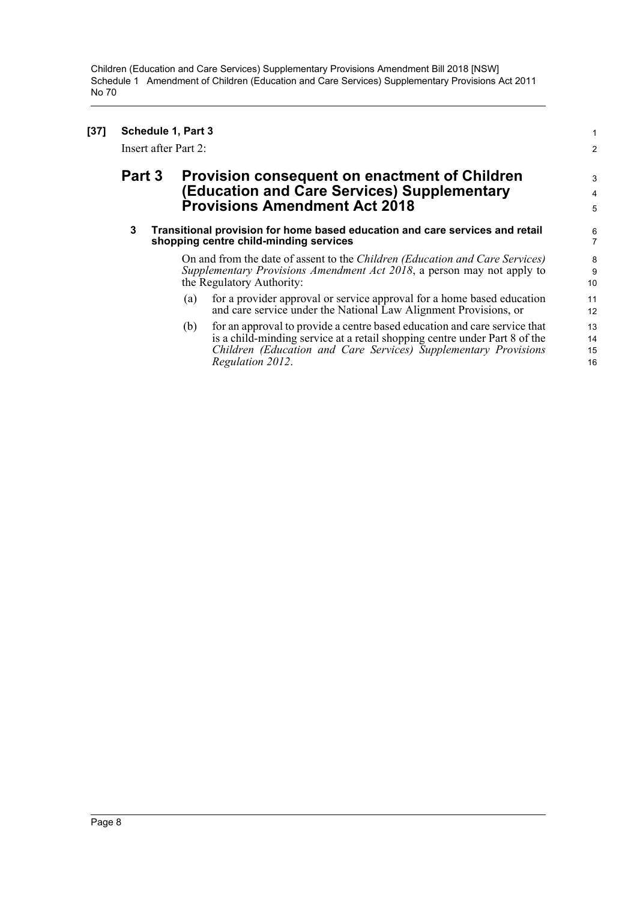**[37] Schedule 1, Part 3**

Insert after Part 2:

## Part 3 Provision consequent on enactment of Children (Education and Care Services) Supplementary Provisions Amendment Act 2018

### 3 Transitional provision for home based education and care services and retail shopping centre child-minding services

On and from the date of assent to the *Children (Education and Care Services) Supplementary Provisions Amendment Act 2018*, a person may not apply to the Regulatory Authority:

(a) for a provider approval or service approval for a home based education and care service under the National Law Alignment Provisions, or

(b) for an approval to provide a centre based education and care service that is a child-minding service at a retail shopping centre under Part 8 of the *Children (Education and Care Services) Supplementary Provisions Regulation 2012*.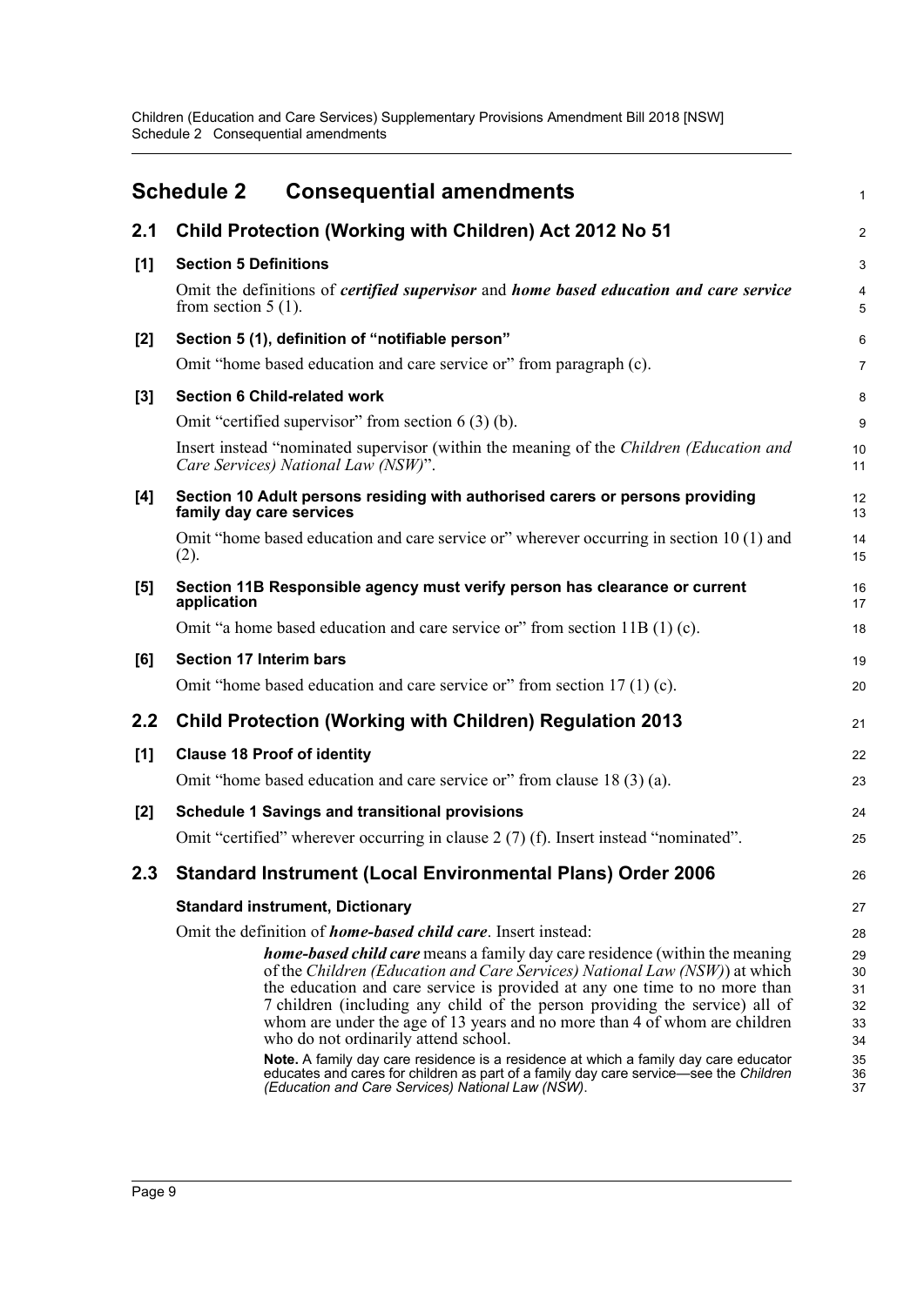# Schedule 2 Consequential amendments

## 2.1 Child Protection (Working with Children) Act 2012 No 51

### [1] Section 5 Definitions

Omit the definitions of ***certified supervisor*** and ***home based education and care service*** from section 5 (1).

### [2] Section 5 (1), definition of "notifiable person"

Omit "home based education and care service or" from paragraph (c).

### [3] Section 6 Child-related work

Omit "certified supervisor" from section 6 (3) (b).

Insert instead "nominated supervisor (within the meaning of the *Children (Education and Care Services) National Law (NSW)*".

### [4] Section 10 Adult persons residing with authorised carers or persons providing family day care services

Omit "home based education and care service or" wherever occurring in section 10 (1) and (2).

### [5] Section 11B Responsible agency must verify person has clearance or current application

Omit "a home based education and care service or" from section 11B (1) (c).

### [6] Section 17 Interim bars

Omit "home based education and care service or" from section 17 (1) (c).

## 2.2 Child Protection (Working with Children) Regulation 2013

### [1] Clause 18 Proof of identity

Omit "home based education and care service or" from clause 18 (3) (a).

### [2] Schedule 1 Savings and transitional provisions

Omit "certified" wherever occurring in clause 2 (7) (f). Insert instead "nominated".

## 2.3 Standard Instrument (Local Environmental Plans) Order 2006

### Standard instrument, Dictionary

Omit the definition of ***home-based child care***. Insert instead:

> ***home-based child care*** means a family day care residence (within the meaning of the *Children (Education and Care Services) National Law (NSW)*) at which the education and care service is provided at any one time to no more than 7 children (including any child of the person providing the service) all of whom are under the age of 13 years and no more than 4 of whom are children who do not ordinarily attend school.
>
> **Note.** A family day care residence is a residence at which a family day care educator educates and cares for children as part of a family day care service—see the *Children (Education and Care Services) National Law (NSW)*.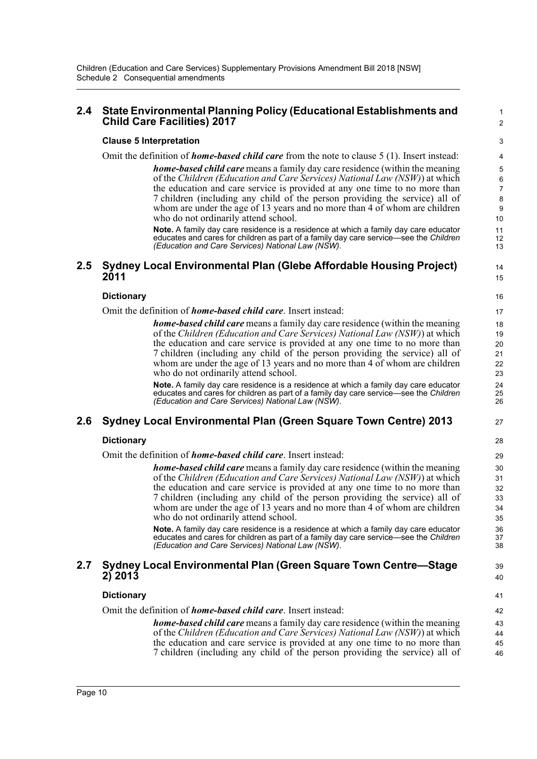## 2.4 State Environmental Planning Policy (Educational Establishments and Child Care Facilities) 2017

### Clause 5 Interpretation

Omit the definition of ***home-based child care*** from the note to clause 5 (1). Insert instead:

> ***home-based child care*** means a family day care residence (within the meaning of the *Children (Education and Care Services) National Law (NSW)*) at which the education and care service is provided at any one time to no more than 7 children (including any child of the person providing the service) all of whom are under the age of 13 years and no more than 4 of whom are children who do not ordinarily attend school.
>
> **Note.** A family day care residence is a residence at which a family day care educator educates and cares for children as part of a family day care service—see the *Children (Education and Care Services) National Law (NSW)*.

## 2.5 Sydney Local Environmental Plan (Glebe Affordable Housing Project) 2011

### Dictionary

Omit the definition of ***home-based child care***. Insert instead:

> ***home-based child care*** means a family day care residence (within the meaning of the *Children (Education and Care Services) National Law (NSW)*) at which the education and care service is provided at any one time to no more than 7 children (including any child of the person providing the service) all of whom are under the age of 13 years and no more than 4 of whom are children who do not ordinarily attend school.
>
> **Note.** A family day care residence is a residence at which a family day care educator educates and cares for children as part of a family day care service—see the *Children (Education and Care Services) National Law (NSW)*.

## 2.6 Sydney Local Environmental Plan (Green Square Town Centre) 2013

### Dictionary

Omit the definition of ***home-based child care***. Insert instead:

> ***home-based child care*** means a family day care residence (within the meaning of the *Children (Education and Care Services) National Law (NSW)*) at which the education and care service is provided at any one time to no more than 7 children (including any child of the person providing the service) all of whom are under the age of 13 years and no more than 4 of whom are children who do not ordinarily attend school.
>
> **Note.** A family day care residence is a residence at which a family day care educator educates and cares for children as part of a family day care service—see the *Children (Education and Care Services) National Law (NSW)*.

## 2.7 Sydney Local Environmental Plan (Green Square Town Centre—Stage 2) 2013

### Dictionary

Omit the definition of ***home-based child care***. Insert instead:

> ***home-based child care*** means a family day care residence (within the meaning of the *Children (Education and Care Services) National Law (NSW)*) at which the education and care service is provided at any one time to no more than 7 children (including any child of the person providing the service) all of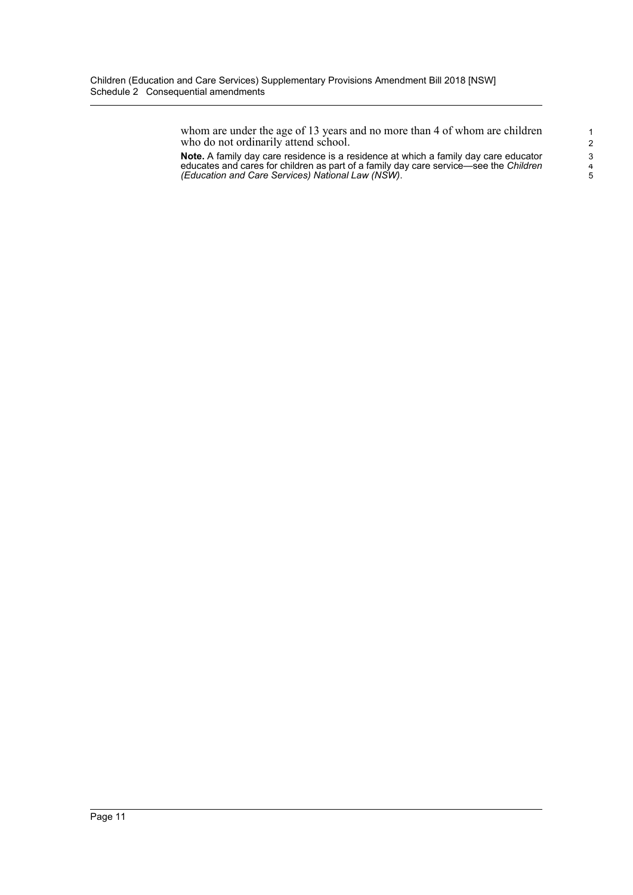whom are under the age of 13 years and no more than 4 of whom are children who do not ordinarily attend school.

**Note.** A family day care residence is a residence at which a family day care educator educates and cares for children as part of a family day care service—see the *Children (Education and Care Services) National Law (NSW)*.